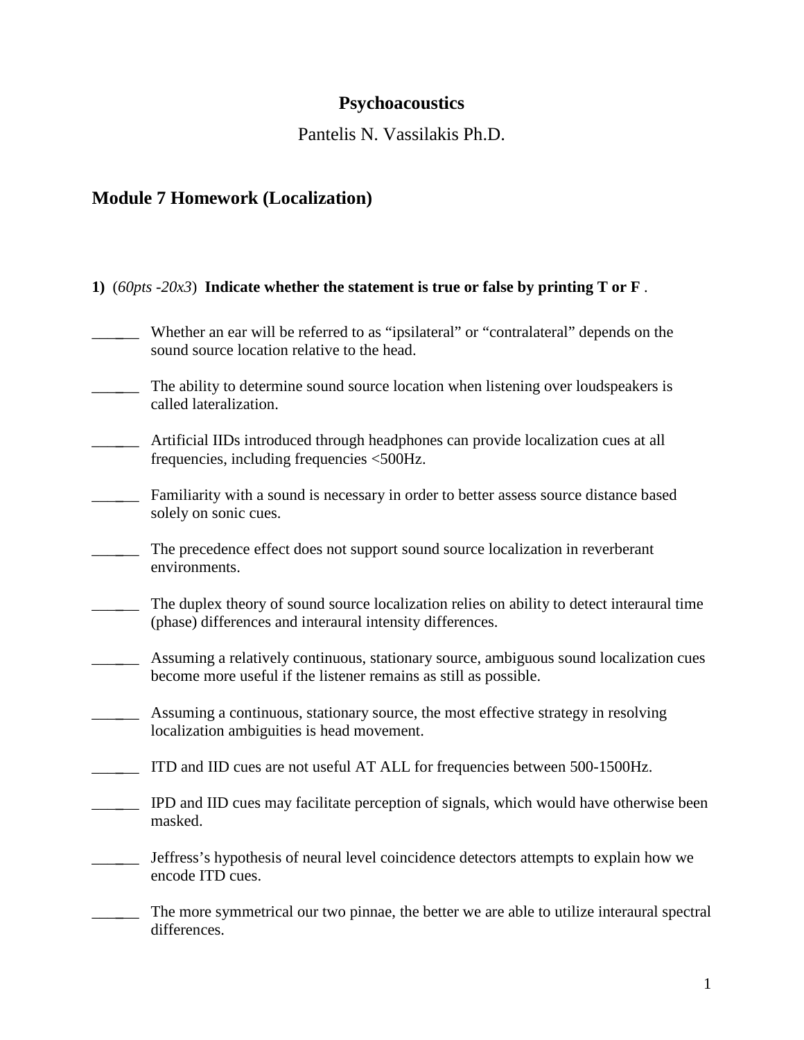# Psychoacoustics

Pantelis N. Vassilakis Ph.D.

## Module 7 Homework (Localization)

**1)** (*60pts -20x3*) **Indicate whether the statement is true or false by printing T or F** .

______ Whether an ear will be referred to as "ipsilateral" or "contralateral" depends on the sound source location relative to the head.

______ The ability to determine sound source location when listening over loudspeakers is called lateralization.

______ Artificial IIDs introduced through headphones can provide localization cues at all frequencies, including frequencies <500Hz.

______ Familiarity with a sound is necessary in order to better assess source distance based solely on sonic cues.

______ The precedence effect does not support sound source localization in reverberant environments.

______ The duplex theory of sound source localization relies on ability to detect interaural time (phase) differences and interaural intensity differences.

______ Assuming a relatively continuous, stationary source, ambiguous sound localization cues become more useful if the listener remains as still as possible.

______ Assuming a continuous, stationary source, the most effective strategy in resolving localization ambiguities is head movement.

______ ITD and IID cues are not useful AT ALL for frequencies between 500-1500Hz.

______ IPD and IID cues may facilitate perception of signals, which would have otherwise been masked.

______ Jeffress's hypothesis of neural level coincidence detectors attempts to explain how we encode ITD cues.

______ The more symmetrical our two pinnae, the better we are able to utilize interaural spectral differences.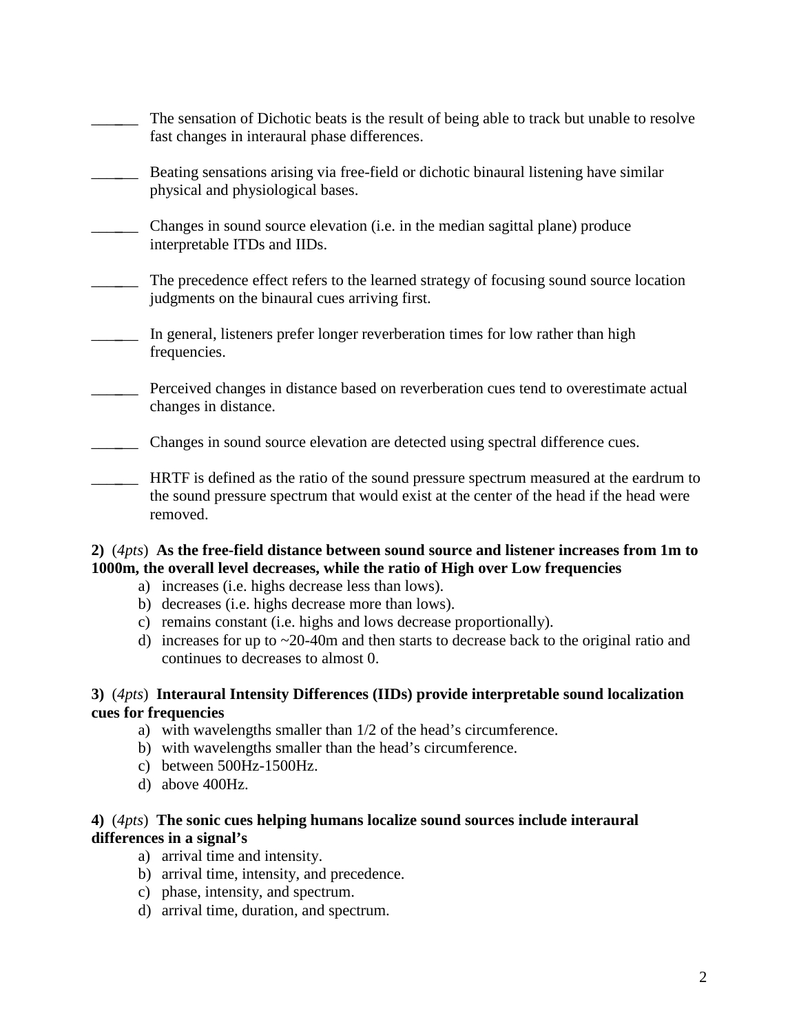______ The sensation of Dichotic beats is the result of being able to track but unable to resolve fast changes in interaural phase differences.

______ Beating sensations arising via free-field or dichotic binaural listening have similar physical and physiological bases.

______ Changes in sound source elevation (i.e. in the median sagittal plane) produce interpretable ITDs and IIDs.

______ The precedence effect refers to the learned strategy of focusing sound source location judgments on the binaural cues arriving first.

______ In general, listeners prefer longer reverberation times for low rather than high frequencies.

______ Perceived changes in distance based on reverberation cues tend to overestimate actual changes in distance.

______ Changes in sound source elevation are detected using spectral difference cues.

______ HRTF is defined as the ratio of the sound pressure spectrum measured at the eardrum to the sound pressure spectrum that would exist at the center of the head if the head were removed.

**2)** (*4pts*) **As the free-field distance between sound source and listener increases from 1m to 1000m, the overall level decreases, while the ratio of High over Low frequencies**

a) increases (i.e. highs decrease less than lows).
b) decreases (i.e. highs decrease more than lows).
c) remains constant (i.e. highs and lows decrease proportionally).
d) increases for up to ~20-40m and then starts to decrease back to the original ratio and continues to decreases to almost 0.

**3)** (*4pts*) **Interaural Intensity Differences (IIDs) provide interpretable sound localization cues for frequencies**

a) with wavelengths smaller than 1/2 of the head's circumference.
b) with wavelengths smaller than the head's circumference.
c) between 500Hz-1500Hz.
d) above 400Hz.

**4)** (*4pts*) **The sonic cues helping humans localize sound sources include interaural differences in a signal's**

a) arrival time and intensity.
b) arrival time, intensity, and precedence.
c) phase, intensity, and spectrum.
d) arrival time, duration, and spectrum.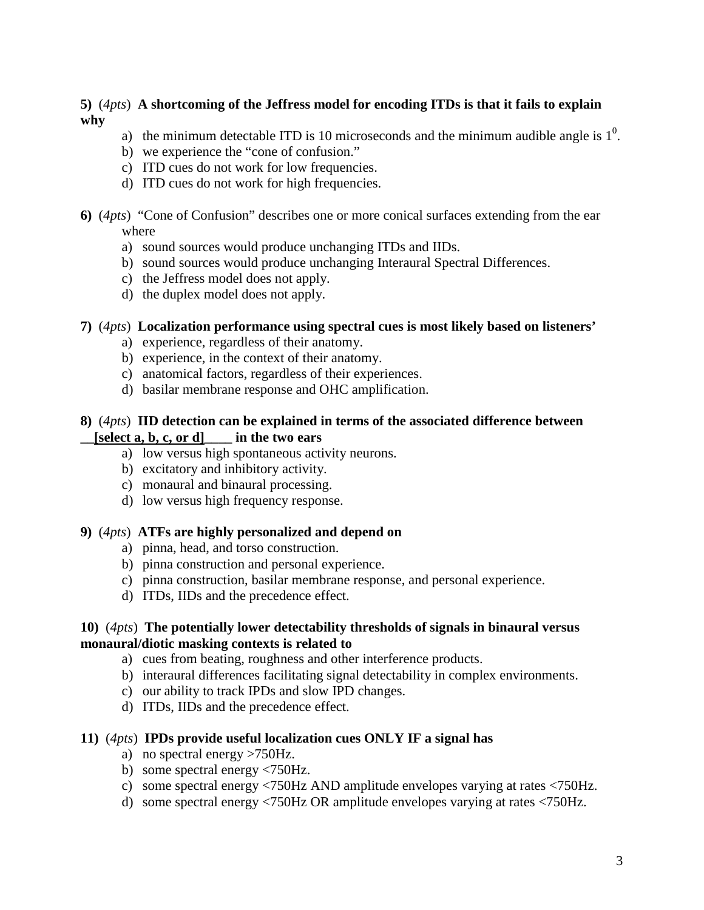**5)** (*4pts*) **A shortcoming of the Jeffress model for encoding ITDs is that it fails to explain why**

a) the minimum detectable ITD is 10 microseconds and the minimum audible angle is $1^0$.
b) we experience the "cone of confusion."
c) ITD cues do not work for low frequencies.
d) ITD cues do not work for high frequencies.

**6)** (*4pts*) "Cone of Confusion" describes one or more conical surfaces extending from the ear where

a) sound sources would produce unchanging ITDs and IIDs.
b) sound sources would produce unchanging Interaural Spectral Differences.
c) the Jeffress model does not apply.
d) the duplex model does not apply.

**7)** (*4pts*) **Localization performance using spectral cues is most likely based on listeners'**

a) experience, regardless of their anatomy.
b) experience, in the context of their anatomy.
c) anatomical factors, regardless of their experiences.
d) basilar membrane response and OHC amplification.

**8)** (*4pts*) **IID detection can be explained in terms of the associated difference between __[select a, b, c, or d]____ in the two ears**

a) low versus high spontaneous activity neurons.
b) excitatory and inhibitory activity.
c) monaural and binaural processing.
d) low versus high frequency response.

**9)** (*4pts*) **ATFs are highly personalized and depend on**

a) pinna, head, and torso construction.
b) pinna construction and personal experience.
c) pinna construction, basilar membrane response, and personal experience.
d) ITDs, IIDs and the precedence effect.

**10)** (*4pts*) **The potentially lower detectability thresholds of signals in binaural versus monaural/diotic masking contexts is related to**

a) cues from beating, roughness and other interference products.
b) interaural differences facilitating signal detectability in complex environments.
c) our ability to track IPDs and slow IPD changes.
d) ITDs, IIDs and the precedence effect.

**11)** (*4pts*) **IPDs provide useful localization cues ONLY IF a signal has**

a) no spectral energy >750Hz.
b) some spectral energy <750Hz.
c) some spectral energy <750Hz AND amplitude envelopes varying at rates <750Hz.
d) some spectral energy <750Hz OR amplitude envelopes varying at rates <750Hz.